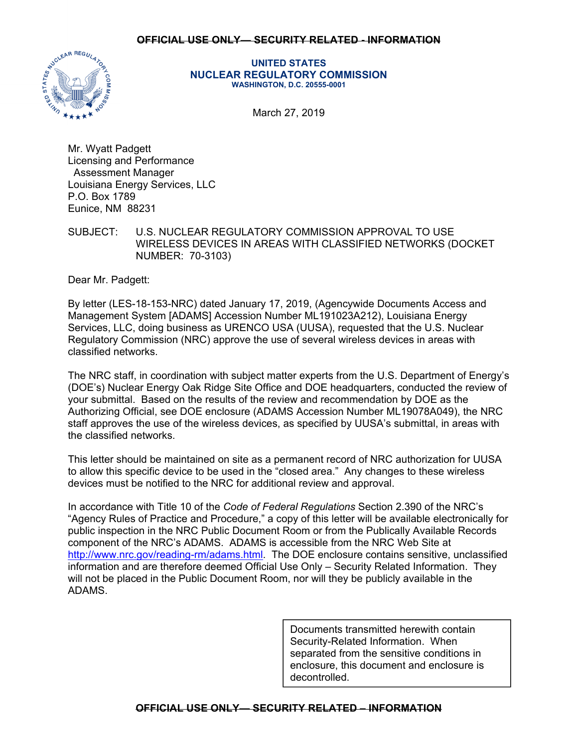~~OFFICIAL USE ONLY— SECURITY RELATED - INFORMATION~~

**UNITED STATES**
**NUCLEAR REGULATORY COMMISSION**
**WASHINGTON, D.C. 20555-0001**

March 27, 2019

Mr. Wyatt Padgett
Licensing and Performance
Assessment Manager
Louisiana Energy Services, LLC
P.O. Box 1789
Eunice, NM 88231

SUBJECT: U.S. NUCLEAR REGULATORY COMMISSION APPROVAL TO USE WIRELESS DEVICES IN AREAS WITH CLASSIFIED NETWORKS (DOCKET NUMBER: 70-3103)

Dear Mr. Padgett:

By letter (LES-18-153-NRC) dated January 17, 2019, (Agencywide Documents Access and Management System [ADAMS] Accession Number ML191023A212), Louisiana Energy Services, LLC, doing business as URENCO USA (UUSA), requested that the U.S. Nuclear Regulatory Commission (NRC) approve the use of several wireless devices in areas with classified networks.

The NRC staff, in coordination with subject matter experts from the U.S. Department of Energy's (DOE's) Nuclear Energy Oak Ridge Site Office and DOE headquarters, conducted the review of your submittal. Based on the results of the review and recommendation by DOE as the Authorizing Official, see DOE enclosure (ADAMS Accession Number ML19078A049), the NRC staff approves the use of the wireless devices, as specified by UUSA's submittal, in areas with the classified networks.

This letter should be maintained on site as a permanent record of NRC authorization for UUSA to allow this specific device to be used in the "closed area." Any changes to these wireless devices must be notified to the NRC for additional review and approval.

In accordance with Title 10 of the *Code of Federal Regulations* Section 2.390 of the NRC's "Agency Rules of Practice and Procedure," a copy of this letter will be available electronically for public inspection in the NRC Public Document Room or from the Publically Available Records component of the NRC's ADAMS. ADAMS is accessible from the NRC Web Site at http://www.nrc.gov/reading-rm/adams.html. The DOE enclosure contains sensitive, unclassified information and are therefore deemed Official Use Only – Security Related Information. They will not be placed in the Public Document Room, nor will they be publicly available in the ADAMS.

> Documents transmitted herewith contain Security-Related Information. When separated from the sensitive conditions in enclosure, this document and enclosure is decontrolled.

~~OFFICIAL USE ONLY— SECURITY RELATED – INFORMATION~~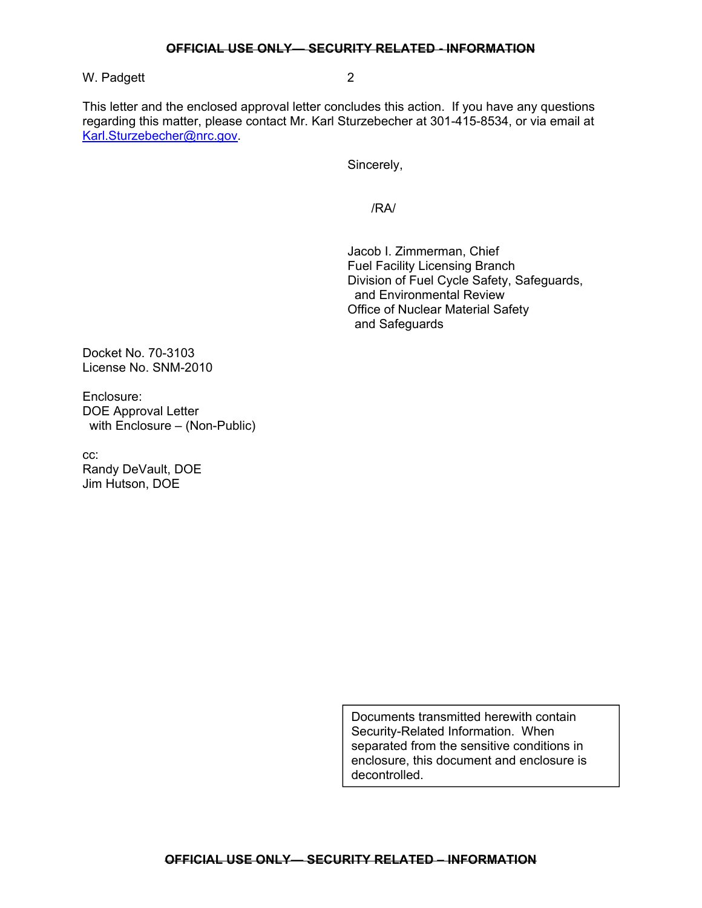This letter and the enclosed approval letter concludes this action. If you have any questions regarding this matter, please contact Mr. Karl Sturzebecher at 301-415-8534, or via email at Karl.Sturzebecher@nrc.gov.

Sincerely,

/RA/

Jacob I. Zimmerman, Chief
Fuel Facility Licensing Branch
Division of Fuel Cycle Safety, Safeguards,
and Environmental Review
Office of Nuclear Material Safety
and Safeguards

Docket No. 70-3103
License No. SNM-2010

Enclosure:
DOE Approval Letter
with Enclosure – (Non-Public)

cc:
Randy DeVault, DOE
Jim Hutson, DOE

Documents transmitted herewith contain Security-Related Information. When separated from the sensitive conditions in enclosure, this document and enclosure is decontrolled.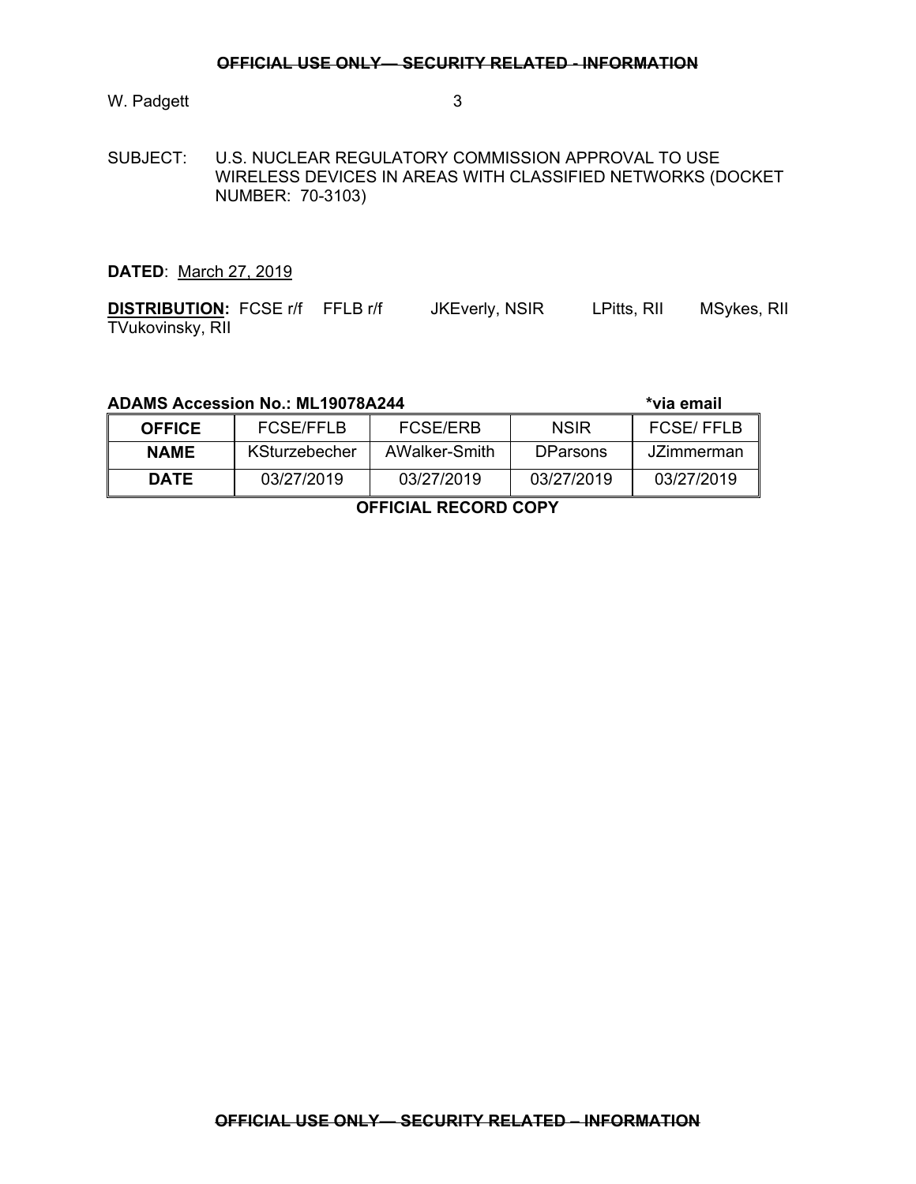SUBJECT: U.S. NUCLEAR REGULATORY COMMISSION APPROVAL TO USE WIRELESS DEVICES IN AREAS WITH CLASSIFIED NETWORKS (DOCKET NUMBER: 70-3103)

**DATED**: March 27, 2019

**DISTRIBUTION:** FCSE r/f FFLB r/f JKEverly, NSIR LPitts, RII MSykes, RII TVukovinsky, RII

**ADAMS Accession No.: ML19078A244** **\*via email**

| **OFFICE** | FCSE/FFLB | FCSE/ERB | NSIR | FCSE/ FFLB |
|---|---|---|---|---|
| **NAME** | KSturzebecher | AWalker-Smith | DParsons | JZimmerman |
| **DATE** | 03/27/2019 | 03/27/2019 | 03/27/2019 | 03/27/2019 |

**OFFICIAL RECORD COPY**